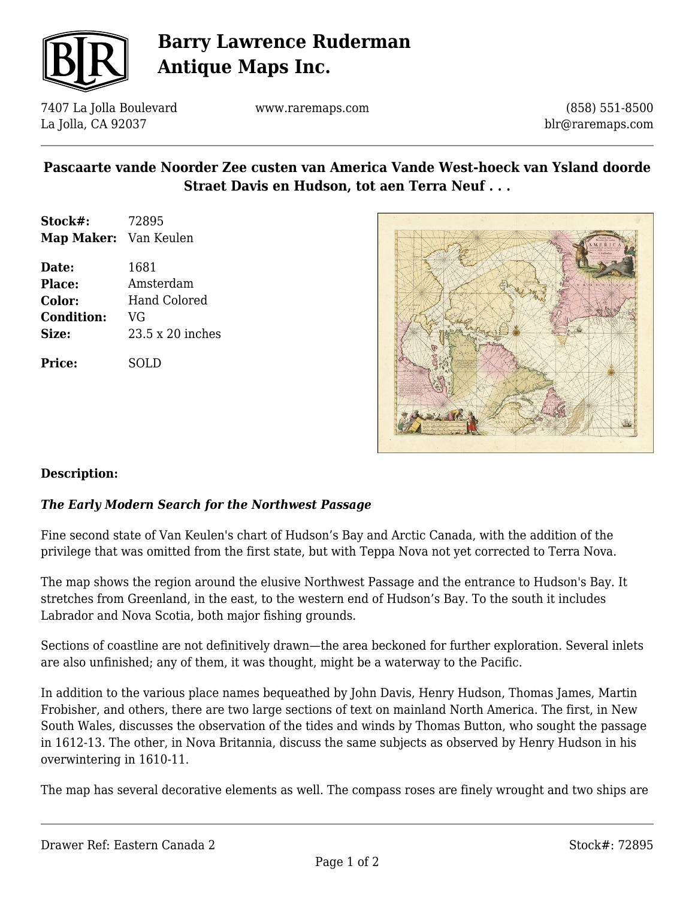# Barry Lawrence Ruderman Antique Maps Inc.

7407 La Jolla Boulevard
La Jolla, CA 92037

www.raremaps.com

(858) 551-8500
blr@raremaps.com

## Pascaarte vande Noorder Zee custen van America Vande West-hoeck van Ysland doorde Straet Davis en Hudson, tot aen Terra Neuf . . .

**Stock#:** 72895
**Map Maker:** Van Keulen

**Date:** 1681
**Place:** Amsterdam
**Color:** Hand Colored
**Condition:** VG
**Size:** 23.5 x 20 inches

**Price:** SOLD

**Description:**

***The Early Modern Search for the Northwest Passage***

Fine second state of Van Keulen's chart of Hudson's Bay and Arctic Canada, with the addition of the privilege that was omitted from the first state, but with Teppa Nova not yet corrected to Terra Nova.

The map shows the region around the elusive Northwest Passage and the entrance to Hudson's Bay. It stretches from Greenland, in the east, to the western end of Hudson's Bay. To the south it includes Labrador and Nova Scotia, both major fishing grounds.

Sections of coastline are not definitively drawn—the area beckoned for further exploration. Several inlets are also unfinished; any of them, it was thought, might be a waterway to the Pacific.

In addition to the various place names bequeathed by John Davis, Henry Hudson, Thomas James, Martin Frobisher, and others, there are two large sections of text on mainland North America. The first, in New South Wales, discusses the observation of the tides and winds by Thomas Button, who sought the passage in 1612-13. The other, in Nova Britannia, discuss the same subjects as observed by Henry Hudson in his overwintering in 1610-11.

The map has several decorative elements as well. The compass roses are finely wrought and two ships are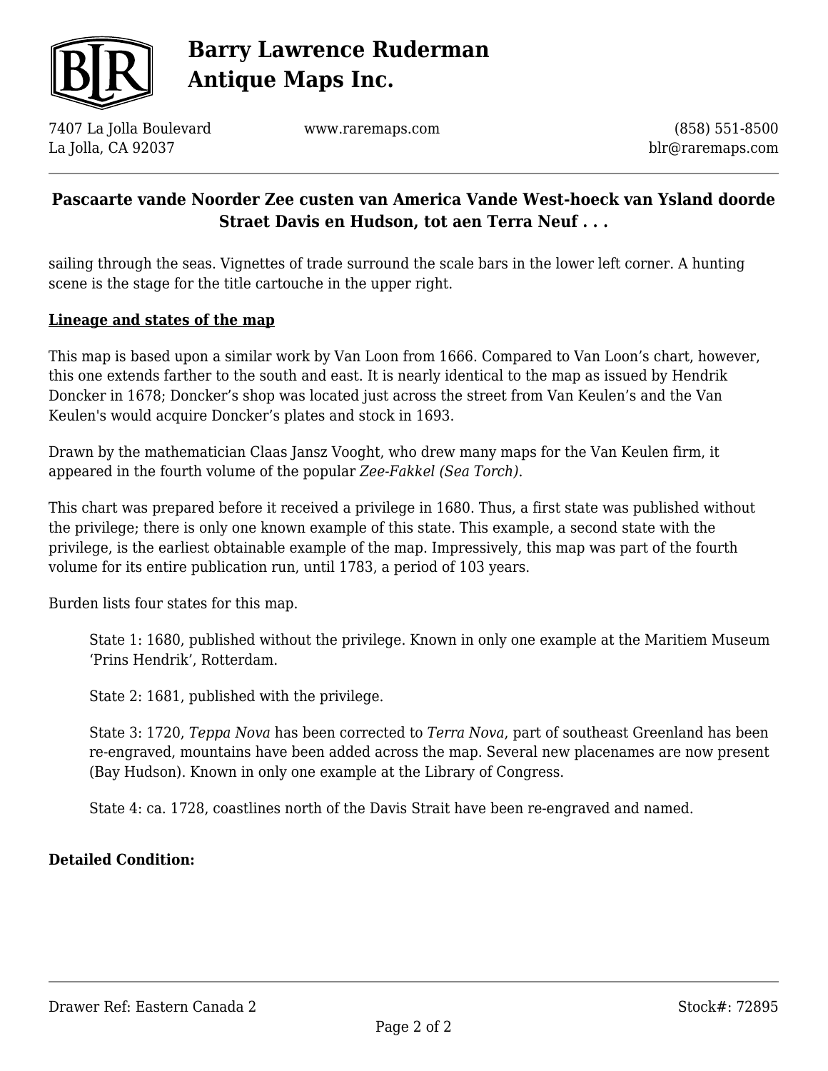sailing through the seas. Vignettes of trade surround the scale bars in the lower left corner. A hunting scene is the stage for the title cartouche in the upper right.

**Lineage and states of the map**

This map is based upon a similar work by Van Loon from 1666. Compared to Van Loon's chart, however, this one extends farther to the south and east. It is nearly identical to the map as issued by Hendrik Doncker in 1678; Doncker's shop was located just across the street from Van Keulen's and the Van Keulen's would acquire Doncker's plates and stock in 1693.

Drawn by the mathematician Claas Jansz Vooght, who drew many maps for the Van Keulen firm, it appeared in the fourth volume of the popular *Zee-Fakkel (Sea Torch)*.

This chart was prepared before it received a privilege in 1680. Thus, a first state was published without the privilege; there is only one known example of this state. This example, a second state with the privilege, is the earliest obtainable example of the map. Impressively, this map was part of the fourth volume for its entire publication run, until 1783, a period of 103 years.

Burden lists four states for this map.

> State 1: 1680, published without the privilege. Known in only one example at the Maritiem Museum 'Prins Hendrik', Rotterdam.
>
> State 2: 1681, published with the privilege.
>
> State 3: 1720, *Teppa Nova* has been corrected to *Terra Nova*, part of southeast Greenland has been re-engraved, mountains have been added across the map. Several new placenames are now present (Bay Hudson). Known in only one example at the Library of Congress.
>
> State 4: ca. 1728, coastlines north of the Davis Strait have been re-engraved and named.

**Detailed Condition:**

Drawer Ref: Eastern Canada 2

Stock#: 72895